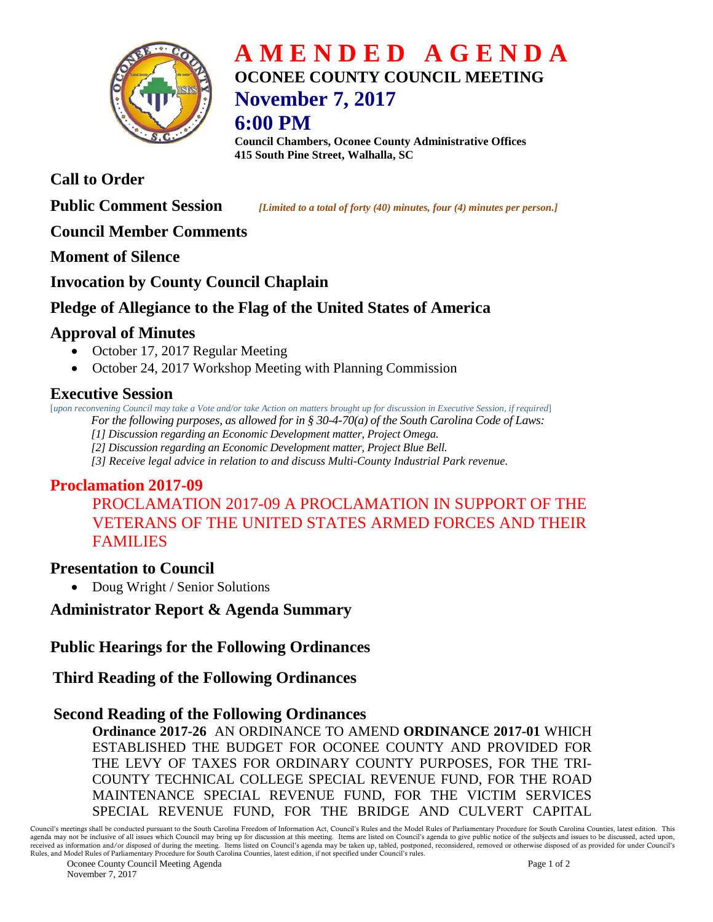# AMENDED AGENDA

## OCONEE COUNTY COUNCIL MEETING

## November 7, 2017

## 6:00 PM

**Council Chambers, Oconee County Administrative Offices**
**415 South Pine Street, Walhalla, SC**

## Call to Order

## Public Comment Session

*[Limited to a total of forty (40) minutes, four (4) minutes per person.]*

## Council Member Comments

## Moment of Silence

## Invocation by County Council Chaplain

## Pledge of Allegiance to the Flag of the United States of America

## Approval of Minutes

- October 17, 2017 Regular Meeting
- October 24, 2017 Workshop Meeting with Planning Commission

## Executive Session

[*upon reconvening Council may take a Vote and/or take Action on matters brought up for discussion in Executive Session, if required*]

*For the following purposes, as allowed for in § 30-4-70(a) of the South Carolina Code of Laws:*

*[1] Discussion regarding an Economic Development matter, Project Omega.*

*[2] Discussion regarding an Economic Development matter, Project Blue Bell.*

*[3] Receive legal advice in relation to and discuss Multi-County Industrial Park revenue.*

## Proclamation 2017-09

PROCLAMATION 2017-09 A PROCLAMATION IN SUPPORT OF THE VETERANS OF THE UNITED STATES ARMED FORCES AND THEIR FAMILIES

## Presentation to Council

- Doug Wright / Senior Solutions

## Administrator Report & Agenda Summary

## Public Hearings for the Following Ordinances

## Third Reading of the Following Ordinances

## Second Reading of the Following Ordinances

**Ordinance 2017-26** AN ORDINANCE TO AMEND **ORDINANCE 2017-01** WHICH ESTABLISHED THE BUDGET FOR OCONEE COUNTY AND PROVIDED FOR THE LEVY OF TAXES FOR ORDINARY COUNTY PURPOSES, FOR THE TRI-COUNTY TECHNICAL COLLEGE SPECIAL REVENUE FUND, FOR THE ROAD MAINTENANCE SPECIAL REVENUE FUND, FOR THE VICTIM SERVICES SPECIAL REVENUE FUND, FOR THE BRIDGE AND CULVERT CAPITAL

Council's meetings shall be conducted pursuant to the South Carolina Freedom of Information Act, Council's Rules and the Model Rules of Parliamentary Procedure for South Carolina Counties, latest edition. This agenda may not be inclusive of all issues which Council may bring up for discussion at this meeting. Items are listed on Council's agenda to give public notice of the subjects and issues to be discussed, acted upon, received as information and/or disposed of during the meeting. Items listed on Council's agenda may be taken up, tabled, postponed, reconsidered, removed or otherwise disposed of as provided for under Council's Rules, and Model Rules of Parliamentary Procedure for South Carolina Counties, latest edition, if not specified under Council's rules.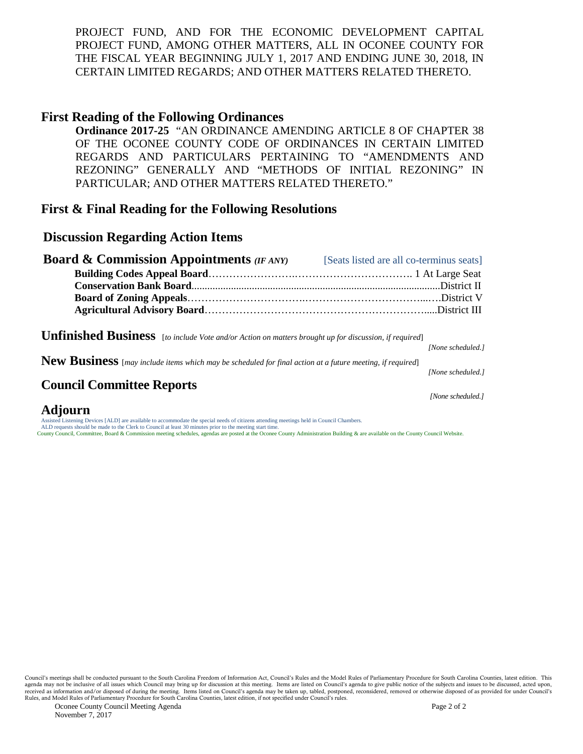PROJECT FUND, AND FOR THE ECONOMIC DEVELOPMENT CAPITAL PROJECT FUND, AMONG OTHER MATTERS, ALL IN OCONEE COUNTY FOR THE FISCAL YEAR BEGINNING JULY 1, 2017 AND ENDING JUNE 30, 2018, IN CERTAIN LIMITED REGARDS; AND OTHER MATTERS RELATED THERETO.

## First Reading of the Following Ordinances

**Ordinance 2017-25** "AN ORDINANCE AMENDING ARTICLE 8 OF CHAPTER 38 OF THE OCONEE COUNTY CODE OF ORDINANCES IN CERTAIN LIMITED REGARDS AND PARTICULARS PERTAINING TO "AMENDMENTS AND REZONING" GENERALLY AND "METHODS OF INITIAL REZONING" IN PARTICULAR; AND OTHER MATTERS RELATED THERETO."

## First & Final Reading for the Following Resolutions

## Discussion Regarding Action Items

## Board & Commission Appointments *(IF ANY)*

[Seats listed are all co-terminus seats]

**Building Codes Appeal Board**……………………………………………………. 1 At Large Seat

**Conservation Bank Board**..............................................................................................District II

**Board of Zoning Appeals**……………………………………………………………...….District V

**Agricultural Advisory Board**……………………………………………………….....District III

## Unfinished Business [*to include Vote and/or Action on matters brought up for discussion, if required*]

*[None scheduled.]*

## New Business [*may include items which may be scheduled for final action at a future meeting, if required*]

*[None scheduled.]*

## Council Committee Reports

*[None scheduled.]*

## Adjourn

Assisted Listening Devices [ALD] are available to accommodate the special needs of citizens attending meetings held in Council Chambers.
ALD requests should be made to the Clerk to Council at least 30 minutes prior to the meeting start time.
County Council, Committee, Board & Commission meeting schedules, agendas are posted at the Oconee County Administration Building & are available on the County Council Website.

Council's meetings shall be conducted pursuant to the South Carolina Freedom of Information Act, Council's Rules and the Model Rules of Parliamentary Procedure for South Carolina Counties, latest edition. This agenda may not be inclusive of all issues which Council may bring up for discussion at this meeting. Items are listed on Council's agenda to give public notice of the subjects and issues to be discussed, acted upon, received as information and/or disposed of during the meeting. Items listed on Council's agenda may be taken up, tabled, postponed, reconsidered, removed or otherwise disposed of as provided for under Council's Rules, and Model Rules of Parliamentary Procedure for South Carolina Counties, latest edition, if not specified under Council's rules.